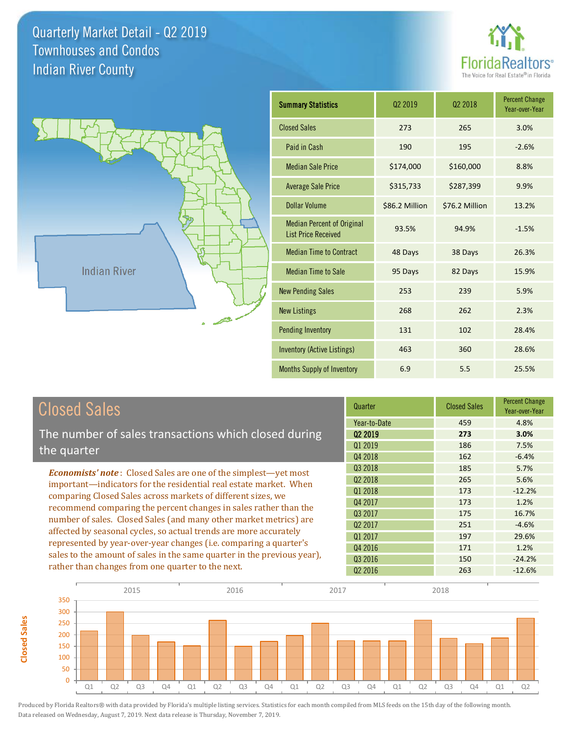# Quarterly Market Detail - Q2 2019
## Townhouses and Condos
## Indian River County

FloridaRealtors® The Voice for Real Estate® in Florida

Indian River

| Summary Statistics | Q2 2019 | Q2 2018 | Percent Change Year-over-Year |
|---|---|---|---|
| Closed Sales | 273 | 265 | 3.0% |
| Paid in Cash | 190 | 195 | -2.6% |
| Median Sale Price | $174,000 | $160,000 | 8.8% |
| Average Sale Price | $315,733 | $287,399 | 9.9% |
| Dollar Volume | $86.2 Million | $76.2 Million | 13.2% |
| Median Percent of Original List Price Received | 93.5% | 94.9% | -1.5% |
| Median Time to Contract | 48 Days | 38 Days | 26.3% |
| Median Time to Sale | 95 Days | 82 Days | 15.9% |
| New Pending Sales | 253 | 239 | 5.9% |
| New Listings | 268 | 262 | 2.3% |
| Pending Inventory | 131 | 102 | 28.4% |
| Inventory (Active Listings) | 463 | 360 | 28.6% |
| Months Supply of Inventory | 6.9 | 5.5 | 25.5% |

## Closed Sales

The number of sales transactions which closed during the quarter

***Economists' note***: Closed Sales are one of the simplest—yet most important—indicators for the residential real estate market. When comparing Closed Sales across markets of different sizes, we recommend comparing the percent changes in sales rather than the number of sales. Closed Sales (and many other market metrics) are affected by seasonal cycles, so actual trends are more accurately represented by year-over-year changes (i.e. comparing a quarter's sales to the amount of sales in the same quarter in the previous year), rather than changes from one quarter to the next.

| Quarter | Closed Sales | Percent Change Year-over-Year |
|---|---|---|
| Year-to-Date | 459 | 4.8% |
| **Q2 2019** | **273** | **3.0%** |
| Q1 2019 | 186 | 7.5% |
| Q4 2018 | 162 | -6.4% |
| Q3 2018 | 185 | 5.7% |
| Q2 2018 | 265 | 5.6% |
| Q1 2018 | 173 | -12.2% |
| Q4 2017 | 173 | 1.2% |
| Q3 2017 | 175 | 16.7% |
| Q2 2017 | 251 | -4.6% |
| Q1 2017 | 197 | 29.6% |
| Q4 2016 | 171 | 1.2% |
| Q3 2016 | 150 | -24.2% |
| Q2 2016 | 263 | -12.6% |

Produced by Florida Realtors® with data provided by Florida's multiple listing services. Statistics for each month compiled from MLS feeds on the 15th day of the following month. Data released on Wednesday, August 7, 2019. Next data release is Thursday, November 7, 2019.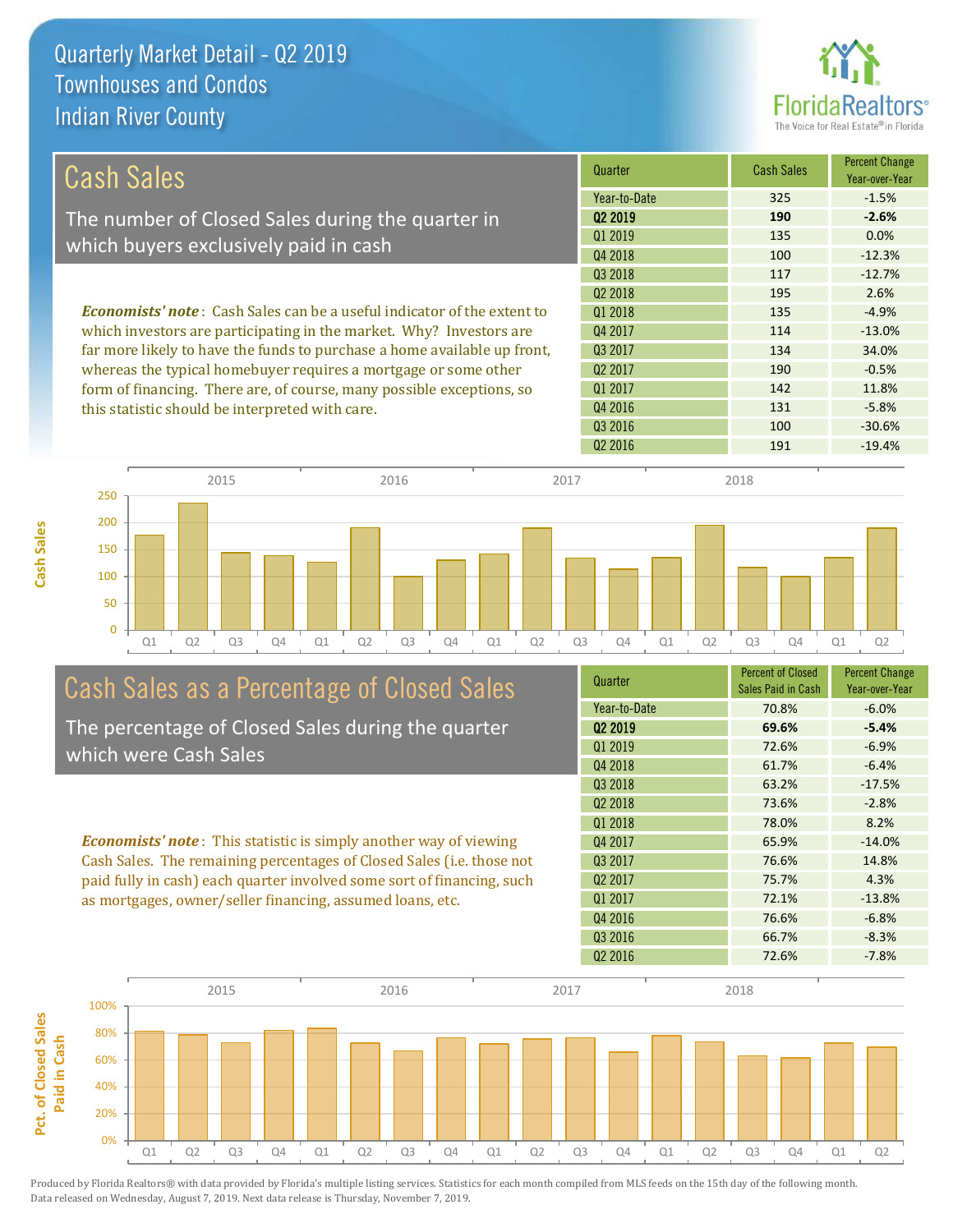# Quarterly Market Detail - Q2 2019
## Townhouses and Condos
## Indian River County

## Cash Sales

The number of Closed Sales during the quarter in which buyers exclusively paid in cash

***Economists' note***: Cash Sales can be a useful indicator of the extent to which investors are participating in the market. Why? Investors are far more likely to have the funds to purchase a home available up front, whereas the typical homebuyer requires a mortgage or some other form of financing. There are, of course, many possible exceptions, so this statistic should be interpreted with care.

| Quarter | Cash Sales | Percent Change Year-over-Year |
|---|---|---|
| Year-to-Date | 325 | -1.5% |
| **Q2 2019** | **190** | **-2.6%** |
| Q1 2019 | 135 | 0.0% |
| Q4 2018 | 100 | -12.3% |
| Q3 2018 | 117 | -12.7% |
| Q2 2018 | 195 | 2.6% |
| Q1 2018 | 135 | -4.9% |
| Q4 2017 | 114 | -13.0% |
| Q3 2017 | 134 | 34.0% |
| Q2 2017 | 190 | -0.5% |
| Q1 2017 | 142 | 11.8% |
| Q4 2016 | 131 | -5.8% |
| Q3 2016 | 100 | -30.6% |
| Q2 2016 | 191 | -19.4% |

## Cash Sales as a Percentage of Closed Sales

The percentage of Closed Sales during the quarter which were Cash Sales

***Economists' note***: This statistic is simply another way of viewing Cash Sales. The remaining percentages of Closed Sales (i.e. those not paid fully in cash) each quarter involved some sort of financing, such as mortgages, owner/seller financing, assumed loans, etc.

| Quarter | Percent of Closed Sales Paid in Cash | Percent Change Year-over-Year |
|---|---|---|
| Year-to-Date | 70.8% | -6.0% |
| **Q2 2019** | **69.6%** | **-5.4%** |
| Q1 2019 | 72.6% | -6.9% |
| Q4 2018 | 61.7% | -6.4% |
| Q3 2018 | 63.2% | -17.5% |
| Q2 2018 | 73.6% | -2.8% |
| Q1 2018 | 78.0% | 8.2% |
| Q4 2017 | 65.9% | -14.0% |
| Q3 2017 | 76.6% | 14.8% |
| Q2 2017 | 75.7% | 4.3% |
| Q1 2017 | 72.1% | -13.8% |
| Q4 2016 | 76.6% | -6.8% |
| Q3 2016 | 66.7% | -8.3% |
| Q2 2016 | 72.6% | -7.8% |

Produced by Florida Realtors® with data provided by Florida's multiple listing services. Statistics for each month compiled from MLS feeds on the 15th day of the following month. Data released on Wednesday, August 7, 2019. Next data release is Thursday, November 7, 2019.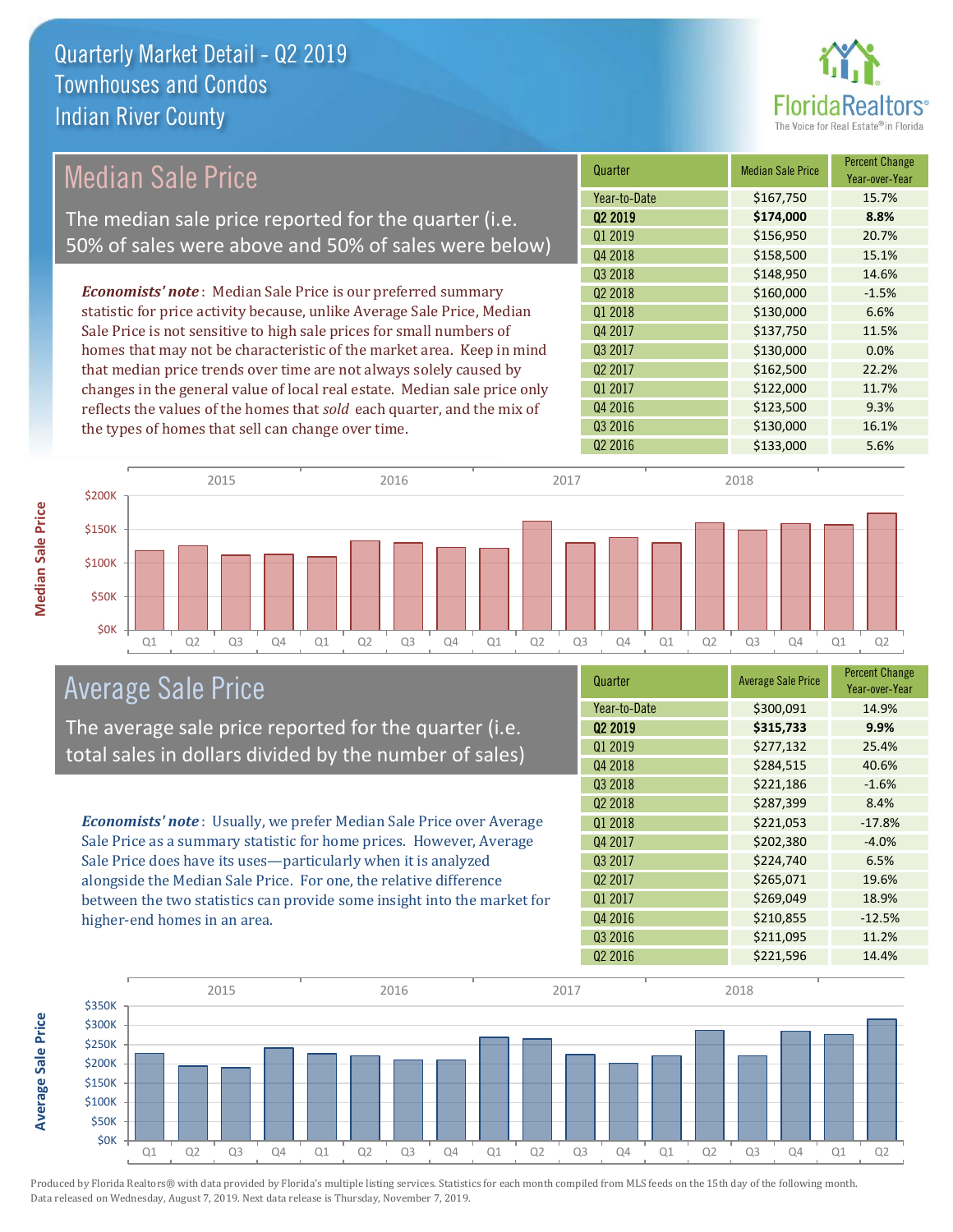# Quarterly Market Detail - Q2 2019
## Townhouses and Condos
## Indian River County

## Median Sale Price

The median sale price reported for the quarter (i.e. 50% of sales were above and 50% of sales were below)

*Economists' note*: Median Sale Price is our preferred summary statistic for price activity because, unlike Average Sale Price, Median Sale Price is not sensitive to high sale prices for small numbers of homes that may not be characteristic of the market area. Keep in mind that median price trends over time are not always solely caused by changes in the general value of local real estate. Median sale price only reflects the values of the homes that *sold* each quarter, and the mix of the types of homes that sell can change over time.

| Quarter | Median Sale Price | Percent Change Year-over-Year |
|---|---|---|
| Year-to-Date | $167,750 | 15.7% |
| **Q2 2019** | **$174,000** | **8.8%** |
| Q1 2019 | $156,950 | 20.7% |
| Q4 2018 | $158,500 | 15.1% |
| Q3 2018 | $148,950 | 14.6% |
| Q2 2018 | $160,000 | -1.5% |
| Q1 2018 | $130,000 | 6.6% |
| Q4 2017 | $137,750 | 11.5% |
| Q3 2017 | $130,000 | 0.0% |
| Q2 2017 | $162,500 | 22.2% |
| Q1 2017 | $122,000 | 11.7% |
| Q4 2016 | $123,500 | 9.3% |
| Q3 2016 | $130,000 | 16.1% |
| Q2 2016 | $133,000 | 5.6% |

## Average Sale Price

The average sale price reported for the quarter (i.e. total sales in dollars divided by the number of sales)

*Economists' note*: Usually, we prefer Median Sale Price over Average Sale Price as a summary statistic for home prices. However, Average Sale Price does have its uses—particularly when it is analyzed alongside the Median Sale Price. For one, the relative difference between the two statistics can provide some insight into the market for higher-end homes in an area.

| Quarter | Average Sale Price | Percent Change Year-over-Year |
|---|---|---|
| Year-to-Date | $300,091 | 14.9% |
| **Q2 2019** | **$315,733** | **9.9%** |
| Q1 2019 | $277,132 | 25.4% |
| Q4 2018 | $284,515 | 40.6% |
| Q3 2018 | $221,186 | -1.6% |
| Q2 2018 | $287,399 | 8.4% |
| Q1 2018 | $221,053 | -17.8% |
| Q4 2017 | $202,380 | -4.0% |
| Q3 2017 | $224,740 | 6.5% |
| Q2 2017 | $265,071 | 19.6% |
| Q1 2017 | $269,049 | 18.9% |
| Q4 2016 | $210,855 | -12.5% |
| Q3 2016 | $211,095 | 11.2% |
| Q2 2016 | $221,596 | 14.4% |

Produced by Florida Realtors® with data provided by Florida's multiple listing services. Statistics for each month compiled from MLS feeds on the 15th day of the following month. Data released on Wednesday, August 7, 2019. Next data release is Thursday, November 7, 2019.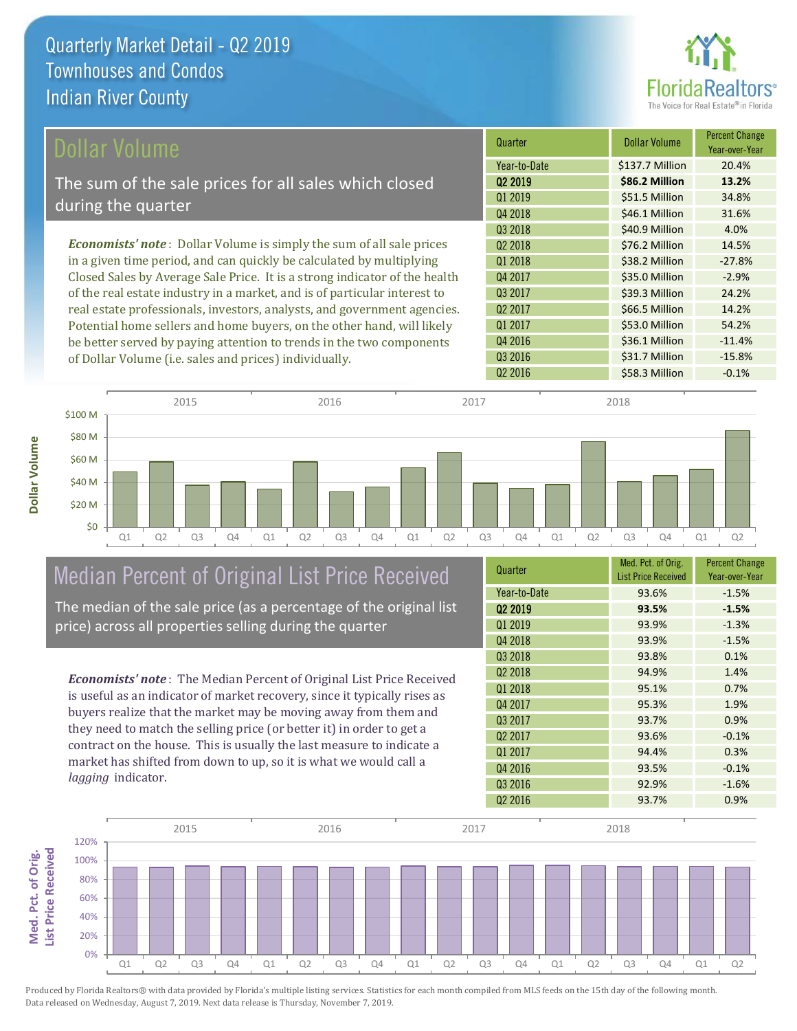# Quarterly Market Detail - Q2 2019
## Townhouses and Condos
## Indian River County

## Dollar Volume

The sum of the sale prices for all sales which closed during the quarter

***Economists' note*** : Dollar Volume is simply the sum of all sale prices in a given time period, and can quickly be calculated by multiplying Closed Sales by Average Sale Price. It is a strong indicator of the health of the real estate industry in a market, and is of particular interest to real estate professionals, investors, analysts, and government agencies. Potential home sellers and home buyers, on the other hand, will likely be better served by paying attention to trends in the two components of Dollar Volume (i.e. sales and prices) individually.

| Quarter | Dollar Volume | Percent Change Year-over-Year |
|---|---|---|
| Year-to-Date | $137.7 Million | 20.4% |
| **Q2 2019** | **$86.2 Million** | **13.2%** |
| Q1 2019 | $51.5 Million | 34.8% |
| Q4 2018 | $46.1 Million | 31.6% |
| Q3 2018 | $40.9 Million | 4.0% |
| Q2 2018 | $76.2 Million | 14.5% |
| Q1 2018 | $38.2 Million | -27.8% |
| Q4 2017 | $35.0 Million | -2.9% |
| Q3 2017 | $39.3 Million | 24.2% |
| Q2 2017 | $66.5 Million | 14.2% |
| Q1 2017 | $53.0 Million | 54.2% |
| Q4 2016 | $36.1 Million | -11.4% |
| Q3 2016 | $31.7 Million | -15.8% |
| Q2 2016 | $58.3 Million | -0.1% |

## Median Percent of Original List Price Received

The median of the sale price (as a percentage of the original list price) across all properties selling during the quarter

***Economists' note*** : The Median Percent of Original List Price Received is useful as an indicator of market recovery, since it typically rises as buyers realize that the market may be moving away from them and they need to match the selling price (or better it) in order to get a contract on the house. This is usually the last measure to indicate a market has shifted from down to up, so it is what we would call a *lagging* indicator.

| Quarter | Med. Pct. of Orig. List Price Received | Percent Change Year-over-Year |
|---|---|---|
| Year-to-Date | 93.6% | -1.5% |
| **Q2 2019** | **93.5%** | **-1.5%** |
| Q1 2019 | 93.9% | -1.3% |
| Q4 2018 | 93.9% | -1.5% |
| Q3 2018 | 93.8% | 0.1% |
| Q2 2018 | 94.9% | 1.4% |
| Q1 2018 | 95.1% | 0.7% |
| Q4 2017 | 95.3% | 1.9% |
| Q3 2017 | 93.7% | 0.9% |
| Q2 2017 | 93.6% | -0.1% |
| Q1 2017 | 94.4% | 0.3% |
| Q4 2016 | 93.5% | -0.1% |
| Q3 2016 | 92.9% | -1.6% |
| Q2 2016 | 93.7% | 0.9% |

Produced by Florida Realtors® with data provided by Florida's multiple listing services. Statistics for each month compiled from MLS feeds on the 15th day of the following month. Data released on Wednesday, August 7, 2019. Next data release is Thursday, November 7, 2019.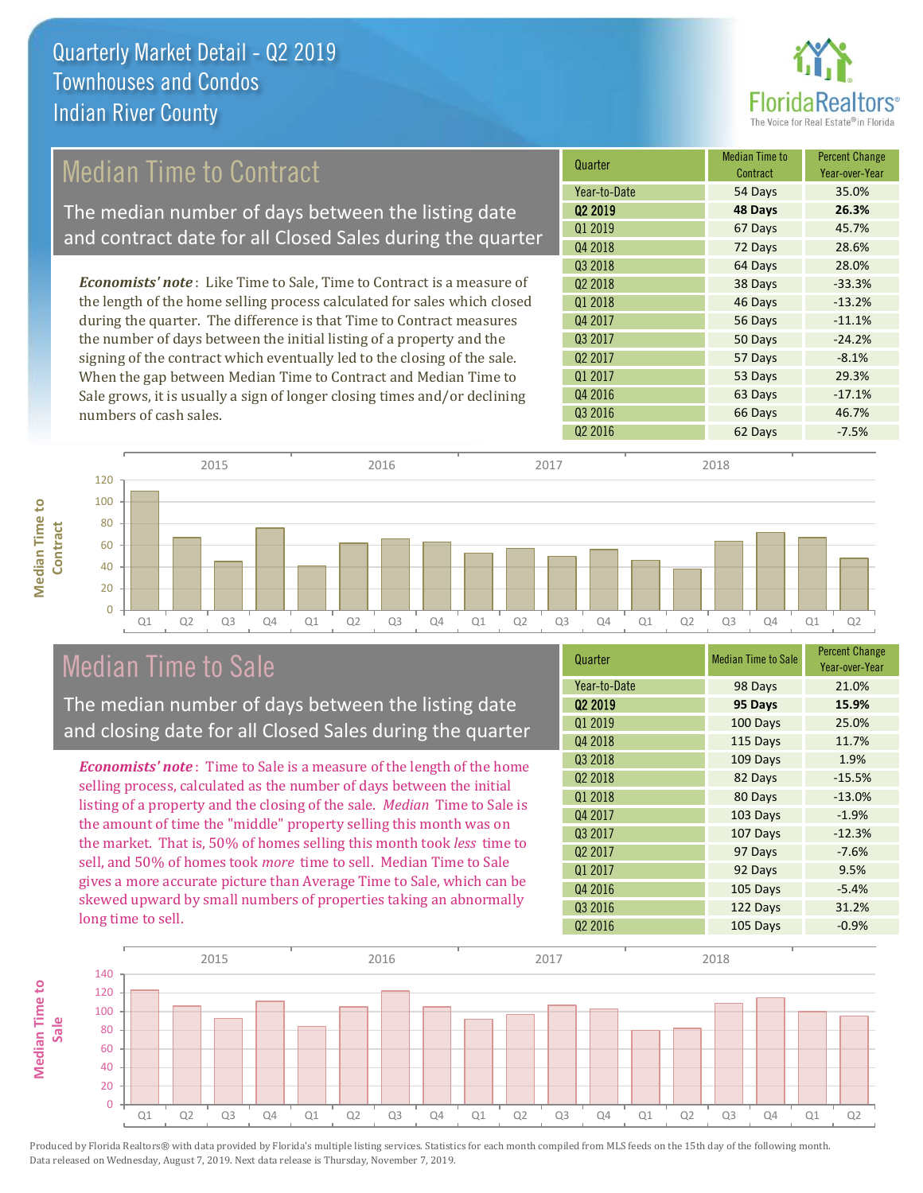# Quarterly Market Detail - Q2 2019
## Townhouses and Condos
## Indian River County

## Median Time to Contract

The median number of days between the listing date and contract date for all Closed Sales during the quarter

*Economists' note*: Like Time to Sale, Time to Contract is a measure of the length of the home selling process calculated for sales which closed during the quarter. The difference is that Time to Contract measures the number of days between the initial listing of a property and the signing of the contract which eventually led to the closing of the sale. When the gap between Median Time to Contract and Median Time to Sale grows, it is usually a sign of longer closing times and/or declining numbers of cash sales.

| Quarter | Median Time to Contract | Percent Change Year-over-Year |
|---|---|---|
| Year-to-Date | 54 Days | 35.0% |
| **Q2 2019** | **48 Days** | **26.3%** |
| Q1 2019 | 67 Days | 45.7% |
| Q4 2018 | 72 Days | 28.6% |
| Q3 2018 | 64 Days | 28.0% |
| Q2 2018 | 38 Days | -33.3% |
| Q1 2018 | 46 Days | -13.2% |
| Q4 2017 | 56 Days | -11.1% |
| Q3 2017 | 50 Days | -24.2% |
| Q2 2017 | 57 Days | -8.1% |
| Q1 2017 | 53 Days | 29.3% |
| Q4 2016 | 63 Days | -17.1% |
| Q3 2016 | 66 Days | 46.7% |
| Q2 2016 | 62 Days | -7.5% |

## Median Time to Sale

The median number of days between the listing date and closing date for all Closed Sales during the quarter

*Economists' note*: Time to Sale is a measure of the length of the home selling process, calculated as the number of days between the initial listing of a property and the closing of the sale. *Median* Time to Sale is the amount of time the "middle" property selling this month was on the market. That is, 50% of homes selling this month took *less* time to sell, and 50% of homes took *more* time to sell. Median Time to Sale gives a more accurate picture than Average Time to Sale, which can be skewed upward by small numbers of properties taking an abnormally long time to sell.

| Quarter | Median Time to Sale | Percent Change Year-over-Year |
|---|---|---|
| Year-to-Date | 98 Days | 21.0% |
| **Q2 2019** | **95 Days** | **15.9%** |
| Q1 2019 | 100 Days | 25.0% |
| Q4 2018 | 115 Days | 11.7% |
| Q3 2018 | 109 Days | 1.9% |
| Q2 2018 | 82 Days | -15.5% |
| Q1 2018 | 80 Days | -13.0% |
| Q4 2017 | 103 Days | -1.9% |
| Q3 2017 | 107 Days | -12.3% |
| Q2 2017 | 97 Days | -7.6% |
| Q1 2017 | 92 Days | 9.5% |
| Q4 2016 | 105 Days | -5.4% |
| Q3 2016 | 122 Days | 31.2% |
| Q2 2016 | 105 Days | -0.9% |

Produced by Florida Realtors® with data provided by Florida's multiple listing services. Statistics for each month compiled from MLS feeds on the 15th day of the following month. Data released on Wednesday, August 7, 2019. Next data release is Thursday, November 7, 2019.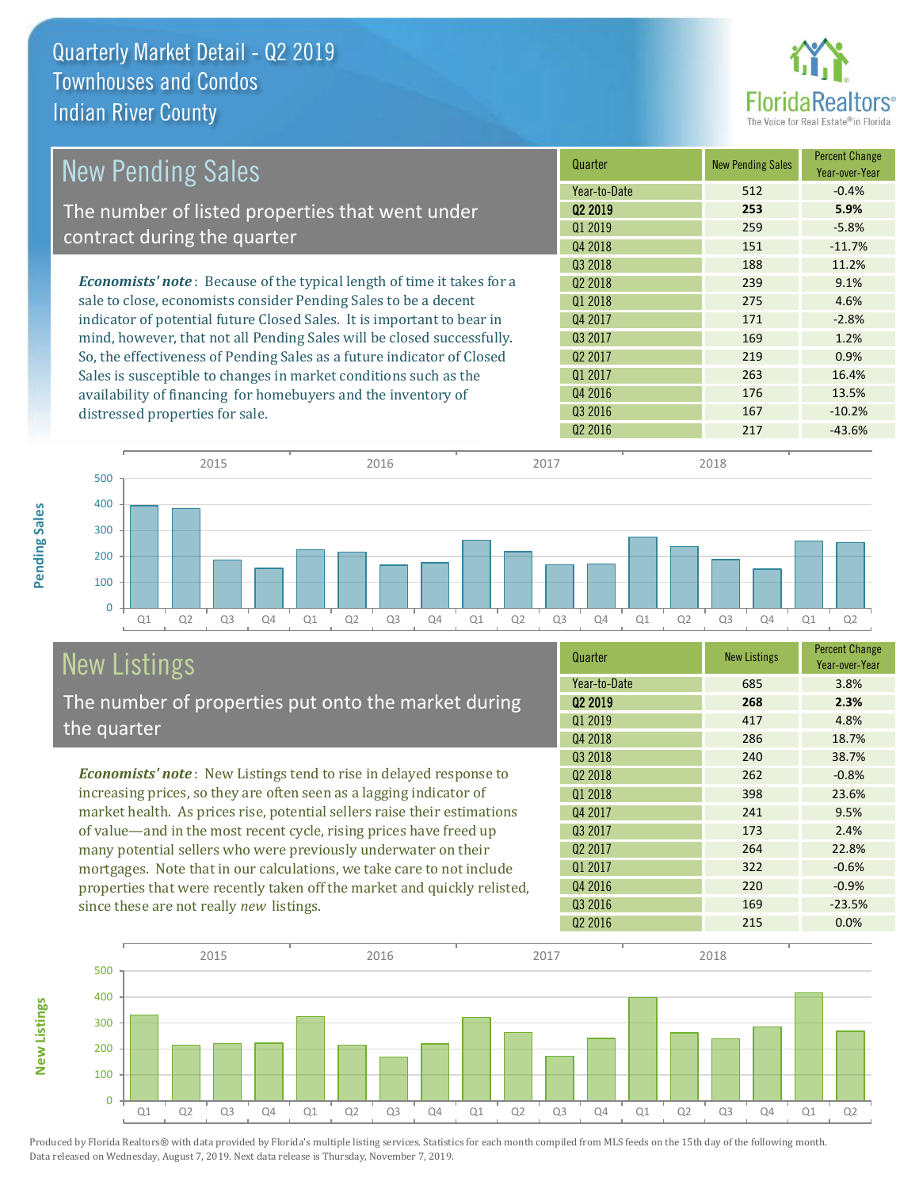# Quarterly Market Detail - Q2 2019
## Townhouses and Condos
## Indian River County

## New Pending Sales

The number of listed properties that went under contract during the quarter

*Economists' note*: Because of the typical length of time it takes for a sale to close, economists consider Pending Sales to be a decent indicator of potential future Closed Sales. It is important to bear in mind, however, that not all Pending Sales will be closed successfully. So, the effectiveness of Pending Sales as a future indicator of Closed Sales is susceptible to changes in market conditions such as the availability of financing for homebuyers and the inventory of distressed properties for sale.

| Quarter | New Pending Sales | Percent Change Year-over-Year |
|---|---|---|
| Year-to-Date | 512 | -0.4% |
| **Q2 2019** | **253** | **5.9%** |
| Q1 2019 | 259 | -5.8% |
| Q4 2018 | 151 | -11.7% |
| Q3 2018 | 188 | 11.2% |
| Q2 2018 | 239 | 9.1% |
| Q1 2018 | 275 | 4.6% |
| Q4 2017 | 171 | -2.8% |
| Q3 2017 | 169 | 1.2% |
| Q2 2017 | 219 | 0.9% |
| Q1 2017 | 263 | 16.4% |
| Q4 2016 | 176 | 13.5% |
| Q3 2016 | 167 | -10.2% |
| Q2 2016 | 217 | -43.6% |

## New Listings

The number of properties put onto the market during the quarter

*Economists' note*: New Listings tend to rise in delayed response to increasing prices, so they are often seen as a lagging indicator of market health. As prices rise, potential sellers raise their estimations of value—and in the most recent cycle, rising prices have freed up many potential sellers who were previously underwater on their mortgages. Note that in our calculations, we take care to not include properties that were recently taken off the market and quickly relisted, since these are not really *new* listings.

| Quarter | New Listings | Percent Change Year-over-Year |
|---|---|---|
| Year-to-Date | 685 | 3.8% |
| **Q2 2019** | **268** | **2.3%** |
| Q1 2019 | 417 | 4.8% |
| Q4 2018 | 286 | 18.7% |
| Q3 2018 | 240 | 38.7% |
| Q2 2018 | 262 | -0.8% |
| Q1 2018 | 398 | 23.6% |
| Q4 2017 | 241 | 9.5% |
| Q3 2017 | 173 | 2.4% |
| Q2 2017 | 264 | 22.8% |
| Q1 2017 | 322 | -0.6% |
| Q4 2016 | 220 | -0.9% |
| Q3 2016 | 169 | -23.5% |
| Q2 2016 | 215 | 0.0% |

Produced by Florida Realtors® with data provided by Florida's multiple listing services. Statistics for each month compiled from MLS feeds on the 15th day of the following month. Data released on Wednesday, August 7, 2019. Next data release is Thursday, November 7, 2019.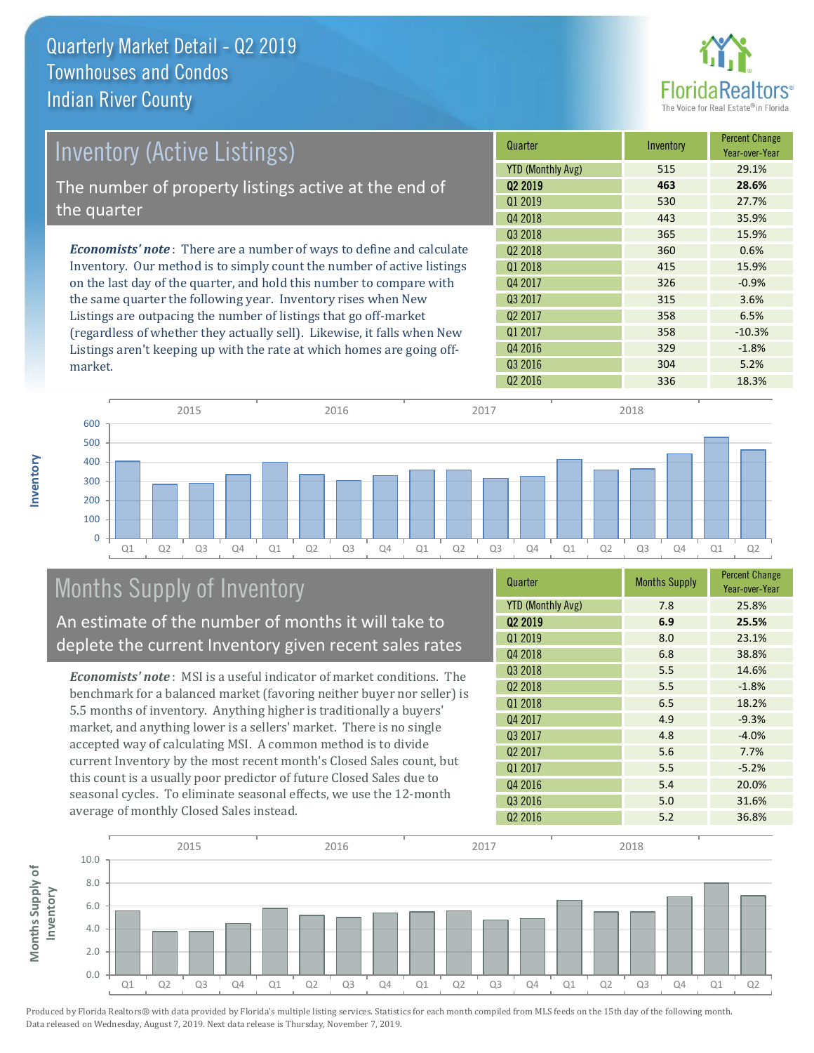# Quarterly Market Detail - Q2 2019
## Townhouses and Condos
## Indian River County

## Inventory (Active Listings)

The number of property listings active at the end of the quarter

*Economists' note*: There are a number of ways to define and calculate Inventory. Our method is to simply count the number of active listings on the last day of the quarter, and hold this number to compare with the same quarter the following year. Inventory rises when New Listings are outpacing the number of listings that go off-market (regardless of whether they actually sell). Likewise, it falls when New Listings aren't keeping up with the rate at which homes are going off-market.

| Quarter | Inventory | Percent Change Year-over-Year |
|---|---|---|
| YTD (Monthly Avg) | 515 | 29.1% |
| **Q2 2019** | **463** | **28.6%** |
| Q1 2019 | 530 | 27.7% |
| Q4 2018 | 443 | 35.9% |
| Q3 2018 | 365 | 15.9% |
| Q2 2018 | 360 | 0.6% |
| Q1 2018 | 415 | 15.9% |
| Q4 2017 | 326 | -0.9% |
| Q3 2017 | 315 | 3.6% |
| Q2 2017 | 358 | 6.5% |
| Q1 2017 | 358 | -10.3% |
| Q4 2016 | 329 | -1.8% |
| Q3 2016 | 304 | 5.2% |
| Q2 2016 | 336 | 18.3% |

## Months Supply of Inventory

An estimate of the number of months it will take to deplete the current Inventory given recent sales rates

*Economists' note*: MSI is a useful indicator of market conditions. The benchmark for a balanced market (favoring neither buyer nor seller) is 5.5 months of inventory. Anything higher is traditionally a buyers' market, and anything lower is a sellers' market. There is no single accepted way of calculating MSI. A common method is to divide current Inventory by the most recent month's Closed Sales count, but this count is a usually poor predictor of future Closed Sales due to seasonal cycles. To eliminate seasonal effects, we use the 12-month average of monthly Closed Sales instead.

| Quarter | Months Supply | Percent Change Year-over-Year |
|---|---|---|
| YTD (Monthly Avg) | 7.8 | 25.8% |
| **Q2 2019** | **6.9** | **25.5%** |
| Q1 2019 | 8.0 | 23.1% |
| Q4 2018 | 6.8 | 38.8% |
| Q3 2018 | 5.5 | 14.6% |
| Q2 2018 | 5.5 | -1.8% |
| Q1 2018 | 6.5 | 18.2% |
| Q4 2017 | 4.9 | -9.3% |
| Q3 2017 | 4.8 | -4.0% |
| Q2 2017 | 5.6 | 7.7% |
| Q1 2017 | 5.5 | -5.2% |
| Q4 2016 | 5.4 | 20.0% |
| Q3 2016 | 5.0 | 31.6% |
| Q2 2016 | 5.2 | 36.8% |

Produced by Florida Realtors® with data provided by Florida's multiple listing services. Statistics for each month compiled from MLS feeds on the 15th day of the following month. Data released on Wednesday, August 7, 2019. Next data release is Thursday, November 7, 2019.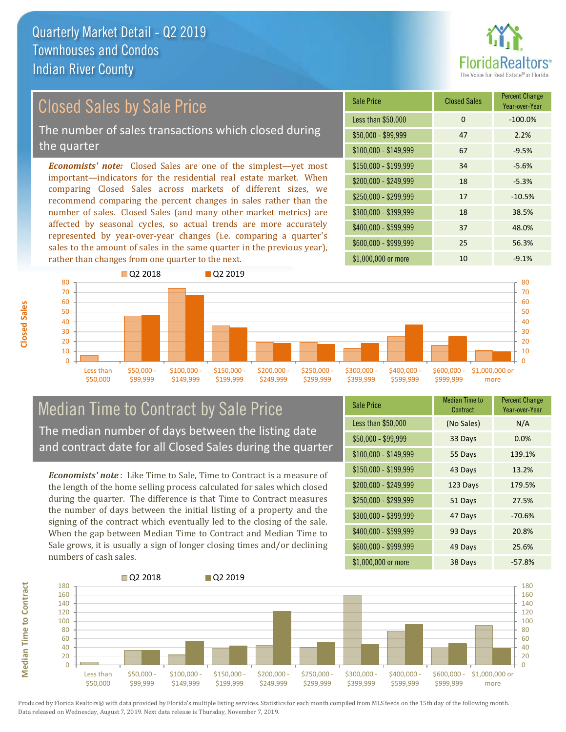# Quarterly Market Detail - Q2 2019
## Townhouses and Condos
## Indian River County

## Closed Sales by Sale Price

The number of sales transactions which closed during the quarter

***Economists' note:*** Closed Sales are one of the simplest—yet most important—indicators for the residential real estate market. When comparing Closed Sales across markets of different sizes, we recommend comparing the percent changes in sales rather than the number of sales. Closed Sales (and many other market metrics) are affected by seasonal cycles, so actual trends are more accurately represented by year-over-year changes (i.e. comparing a quarter's sales to the amount of sales in the same quarter in the previous year), rather than changes from one quarter to the next.

| Sale Price | Closed Sales | Percent Change Year-over-Year |
|---|---|---|
| Less than $50,000 | 0 | -100.0% |
| $50,000 - $99,999 | 47 | 2.2% |
| $100,000 - $149,999 | 67 | -9.5% |
| $150,000 - $199,999 | 34 | -5.6% |
| $200,000 - $249,999 | 18 | -5.3% |
| $250,000 - $299,999 | 17 | -10.5% |
| $300,000 - $399,999 | 18 | 38.5% |
| $400,000 - $599,999 | 37 | 48.0% |
| $600,000 - $999,999 | 25 | 56.3% |
| $1,000,000 or more | 10 | -9.1% |

## Median Time to Contract by Sale Price

The median number of days between the listing date and contract date for all Closed Sales during the quarter

***Economists' note***: Like Time to Sale, Time to Contract is a measure of the length of the home selling process calculated for sales which closed during the quarter. The difference is that Time to Contract measures the number of days between the initial listing of a property and the signing of the contract which eventually led to the closing of the sale. When the gap between Median Time to Contract and Median Time to Sale grows, it is usually a sign of longer closing times and/or declining numbers of cash sales.

| Sale Price | Median Time to Contract | Percent Change Year-over-Year |
|---|---|---|
| Less than $50,000 | (No Sales) | N/A |
| $50,000 - $99,999 | 33 Days | 0.0% |
| $100,000 - $149,999 | 55 Days | 139.1% |
| $150,000 - $199,999 | 43 Days | 13.2% |
| $200,000 - $249,999 | 123 Days | 179.5% |
| $250,000 - $299,999 | 51 Days | 27.5% |
| $300,000 - $399,999 | 47 Days | -70.6% |
| $400,000 - $599,999 | 93 Days | 20.8% |
| $600,000 - $999,999 | 49 Days | 25.6% |
| $1,000,000 or more | 38 Days | -57.8% |

Produced by Florida Realtors® with data provided by Florida's multiple listing services. Statistics for each month compiled from MLS feeds on the 15th day of the following month. Data released on Wednesday, August 7, 2019. Next data release is Thursday, November 7, 2019.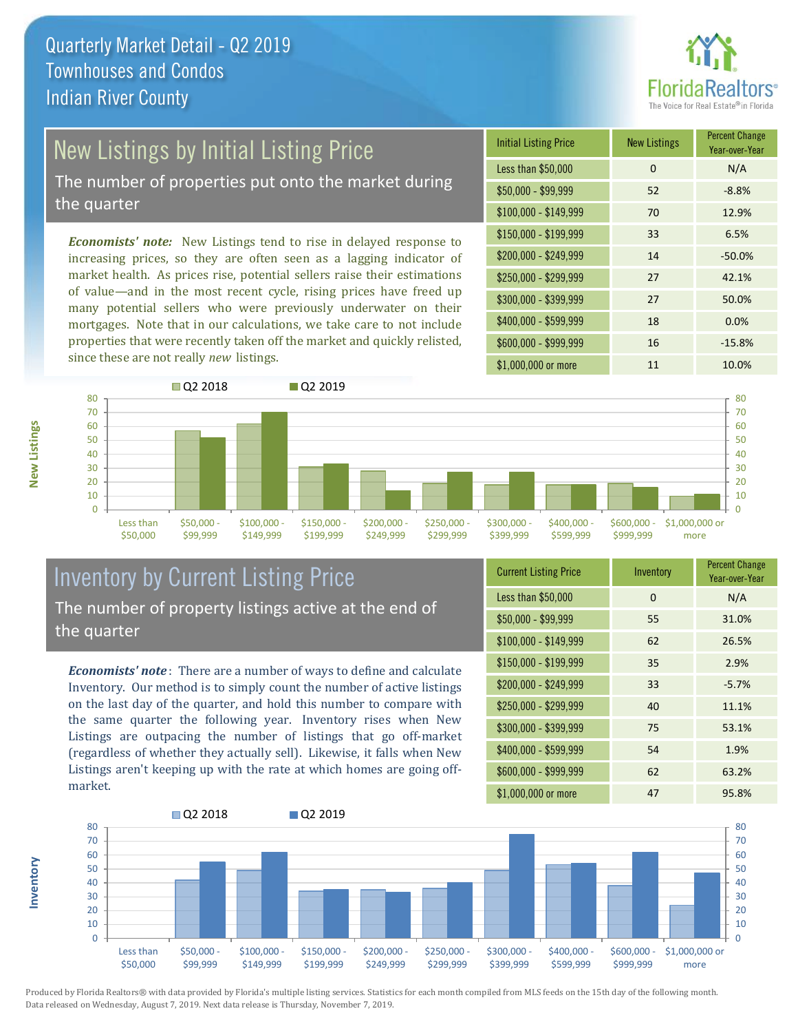# Quarterly Market Detail - Q2 2019
## Townhouses and Condos
## Indian River County

## New Listings by Initial Listing Price

The number of properties put onto the market during the quarter

*Economists' note:* New Listings tend to rise in delayed response to increasing prices, so they are often seen as a lagging indicator of market health. As prices rise, potential sellers raise their estimations of value—and in the most recent cycle, rising prices have freed up many potential sellers who were previously underwater on their mortgages. Note that in our calculations, we take care to not include properties that were recently taken off the market and quickly relisted, since these are not really *new* listings.

| Initial Listing Price | New Listings | Percent Change Year-over-Year |
|---|---|---|
| Less than $50,000 | 0 | N/A |
| $50,000 - $99,999 | 52 | -8.8% |
| $100,000 - $149,999 | 70 | 12.9% |
| $150,000 - $199,999 | 33 | 6.5% |
| $200,000 - $249,999 | 14 | -50.0% |
| $250,000 - $299,999 | 27 | 42.1% |
| $300,000 - $399,999 | 27 | 50.0% |
| $400,000 - $599,999 | 18 | 0.0% |
| $600,000 - $999,999 | 16 | -15.8% |
| $1,000,000 or more | 11 | 10.0% |

## Inventory by Current Listing Price

The number of property listings active at the end of the quarter

*Economists' note*: There are a number of ways to define and calculate Inventory. Our method is to simply count the number of active listings on the last day of the quarter, and hold this number to compare with the same quarter the following year. Inventory rises when New Listings are outpacing the number of listings that go off-market (regardless of whether they actually sell). Likewise, it falls when New Listings aren't keeping up with the rate at which homes are going off-market.

| Current Listing Price | Inventory | Percent Change Year-over-Year |
|---|---|---|
| Less than $50,000 | 0 | N/A |
| $50,000 - $99,999 | 55 | 31.0% |
| $100,000 - $149,999 | 62 | 26.5% |
| $150,000 - $199,999 | 35 | 2.9% |
| $200,000 - $249,999 | 33 | -5.7% |
| $250,000 - $299,999 | 40 | 11.1% |
| $300,000 - $399,999 | 75 | 53.1% |
| $400,000 - $599,999 | 54 | 1.9% |
| $600,000 - $999,999 | 62 | 63.2% |
| $1,000,000 or more | 47 | 95.8% |

Produced by Florida Realtors® with data provided by Florida's multiple listing services. Statistics for each month compiled from MLS feeds on the 15th day of the following month. Data released on Wednesday, August 7, 2019. Next data release is Thursday, November 7, 2019.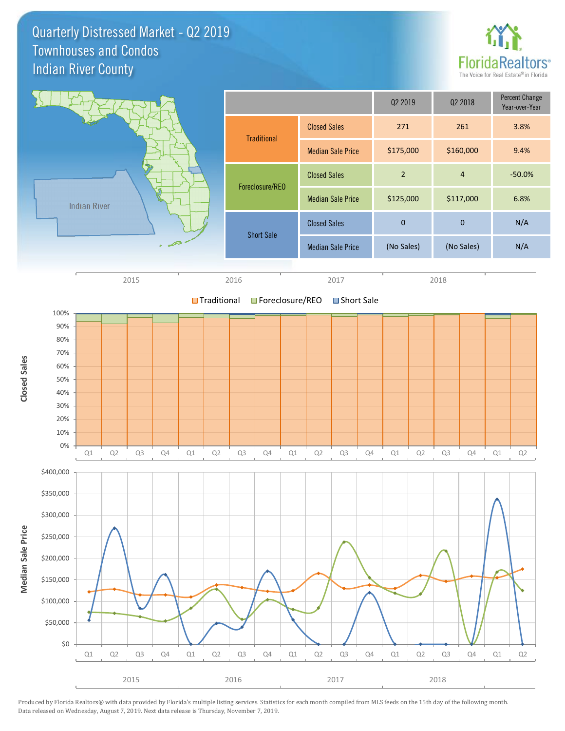# Quarterly Distressed Market - Q2 2019
## Townhouses and Condos
## Indian River County

FloridaRealtors®
The Voice for Real Estate® in Florida

Indian River

| | | Q2 2019 | Q2 2018 | Percent Change Year-over-Year |
|---|---|---|---|---|
| Traditional | Closed Sales | 271 | 261 | 3.8% |
| | Median Sale Price | $175,000 | $160,000 | 9.4% |
| Foreclosure/REO | Closed Sales | 2 | 4 | -50.0% |
| | Median Sale Price | $125,000 | $117,000 | 6.8% |
| Short Sale | Closed Sales | 0 | 0 | N/A |
| | Median Sale Price | (No Sales) | (No Sales) | N/A |

2015 2016 2017 2018

Traditional Foreclosure/REO Short Sale

Closed Sales

100% 90% 80% 70% 60% 50% 40% 30% 20% 10% 0%

Q1 Q2 Q3 Q4 Q1 Q2 Q3 Q4 Q1 Q2 Q3 Q4 Q1 Q2 Q3 Q4 Q1 Q2

Median Sale Price

$400,000 $350,000 $300,000 $250,000 $200,000 $150,000 $100,000 $50,000 $0

Q1 Q2 Q3 Q4 Q1 Q2 Q3 Q4 Q1 Q2 Q3 Q4 Q1 Q2 Q3 Q4 Q1 Q2

2015 2016 2017 2018

Produced by Florida Realtors® with data provided by Florida's multiple listing services. Statistics for each month compiled from MLS feeds on the 15th day of the following month.
Data released on Wednesday, August 7, 2019. Next data release is Thursday, November 7, 2019.